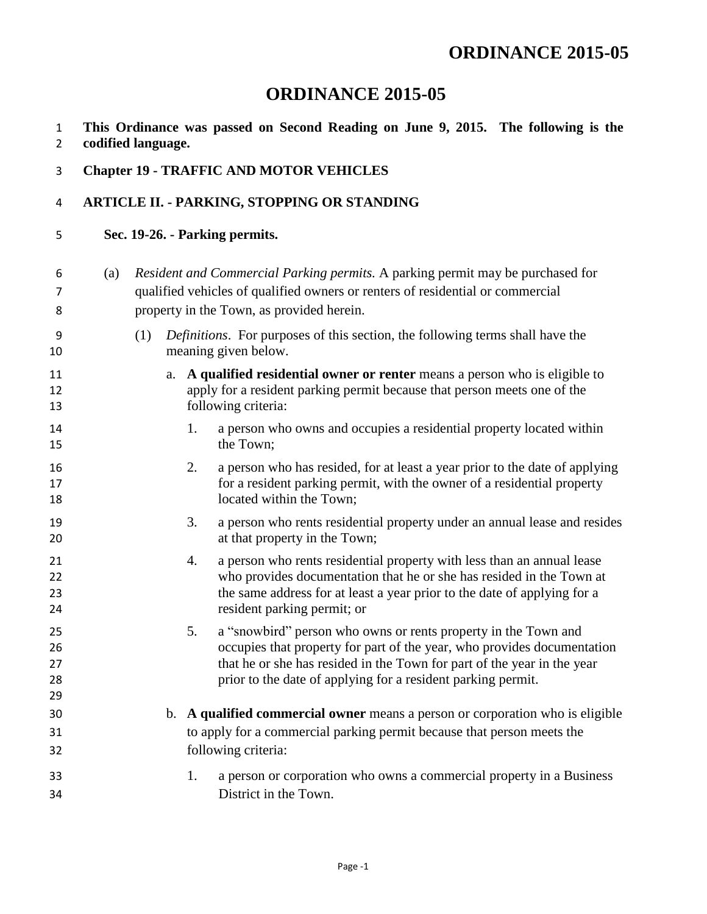# ORDINANCE 2015-05

**This Ordinance was passed on Second Reading on June 9, 2015. The following is the codified language.**

**Chapter 19 - TRAFFIC AND MOTOR VEHICLES**

**ARTICLE II. - PARKING, STOPPING OR STANDING**

**Sec. 19-26. - Parking permits.**

(a) *Resident and Commercial Parking permits.* A parking permit may be purchased for qualified vehicles of qualified owners or renters of residential or commercial property in the Town, as provided herein.

(1) *Definitions*. For purposes of this section, the following terms shall have the meaning given below.

a. **A qualified residential owner or renter** means a person who is eligible to apply for a resident parking permit because that person meets one of the following criteria:

1. a person who owns and occupies a residential property located within the Town;

2. a person who has resided, for at least a year prior to the date of applying for a resident parking permit, with the owner of a residential property located within the Town;

3. a person who rents residential property under an annual lease and resides at that property in the Town;

4. a person who rents residential property with less than an annual lease who provides documentation that he or she has resided in the Town at the same address for at least a year prior to the date of applying for a resident parking permit; or

5. a "snowbird" person who owns or rents property in the Town and occupies that property for part of the year, who provides documentation that he or she has resided in the Town for part of the year in the year prior to the date of applying for a resident parking permit.

b. **A qualified commercial owner** means a person or corporation who is eligible to apply for a commercial parking permit because that person meets the following criteria:

1. a person or corporation who owns a commercial property in a Business District in the Town.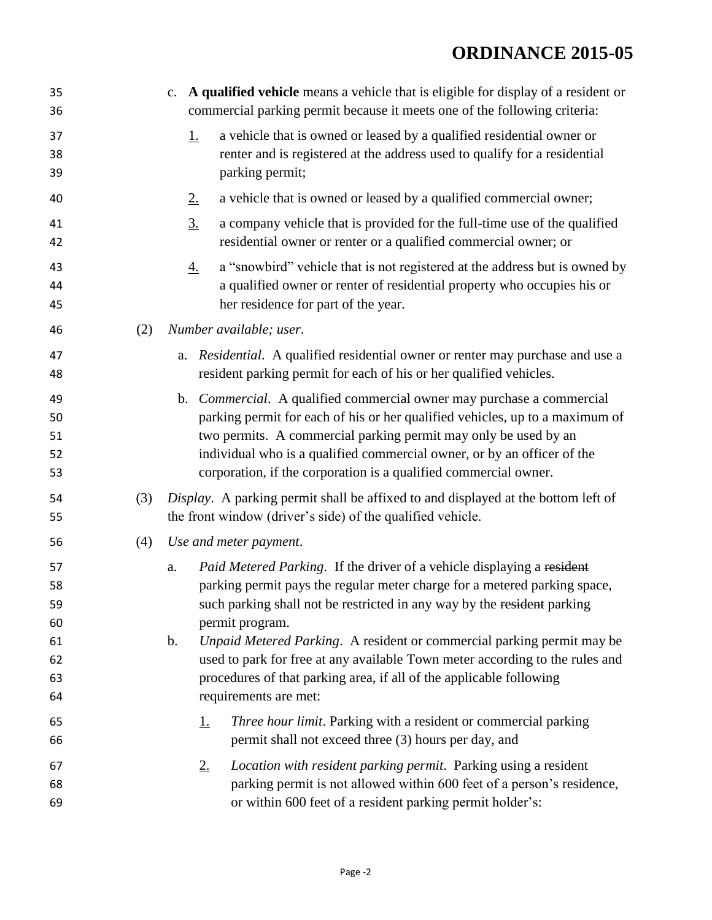c. **A qualified vehicle** means a vehicle that is eligible for display of a resident or commercial parking permit because it meets one of the following criteria:

   1. a vehicle that is owned or leased by a qualified residential owner or renter and is registered at the address used to qualify for a residential parking permit;

   2. a vehicle that is owned or leased by a qualified commercial owner;

   3. a company vehicle that is provided for the full-time use of the qualified residential owner or renter or a qualified commercial owner; or

   4. a "snowbird" vehicle that is not registered at the address but is owned by a qualified owner or renter of residential property who occupies his or her residence for part of the year.

(2) *Number available; user.*

a. *Residential*. A qualified residential owner or renter may purchase and use a resident parking permit for each of his or her qualified vehicles.

b. *Commercial*. A qualified commercial owner may purchase a commercial parking permit for each of his or her qualified vehicles, up to a maximum of two permits. A commercial parking permit may only be used by an individual who is a qualified commercial owner, or by an officer of the corporation, if the corporation is a qualified commercial owner.

(3) *Display*. A parking permit shall be affixed to and displayed at the bottom left of the front window (driver's side) of the qualified vehicle.

(4) *Use and meter payment*.

a. *Paid Metered Parking*. If the driver of a vehicle displaying a ~~resident~~ parking permit pays the regular meter charge for a metered parking space, such parking shall not be restricted in any way by the ~~resident~~ parking permit program.

b. *Unpaid Metered Parking*. A resident or commercial parking permit may be used to park for free at any available Town meter according to the rules and procedures of that parking area, if all of the applicable following requirements are met:

   1. *Three hour limit*. Parking with a resident or commercial parking permit shall not exceed three (3) hours per day, and

   2. *Location with resident parking permit*. Parking using a resident parking permit is not allowed within 600 feet of a person's residence, or within 600 feet of a resident parking permit holder's: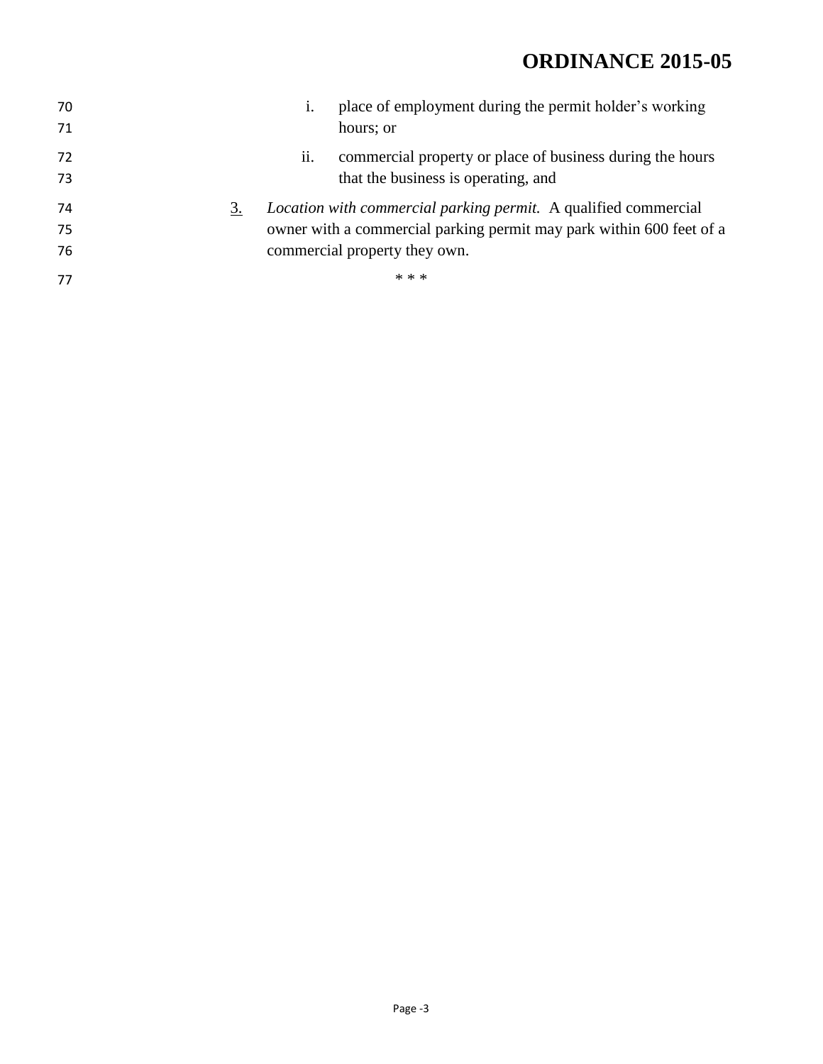i. place of employment during the permit holder’s working hours; or

ii. commercial property or place of business during the hours that the business is operating, and

3. *Location with commercial parking permit.* A qualified commercial owner with a commercial parking permit may park within 600 feet of a commercial property they own.

\* \* \*